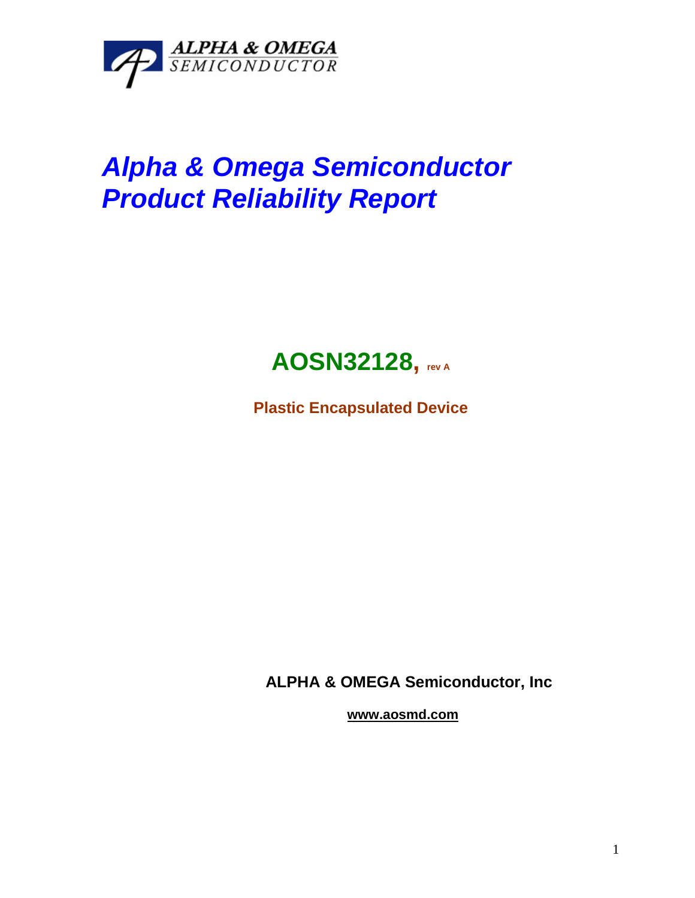ALPHA & OMEGA
SEMICONDUCTOR

# *Alpha & Omega Semiconductor Product Reliability Report*

## AOSN32128, rev A

**Plastic Encapsulated Device**

**ALPHA & OMEGA Semiconductor, Inc**

**www.aosmd.com**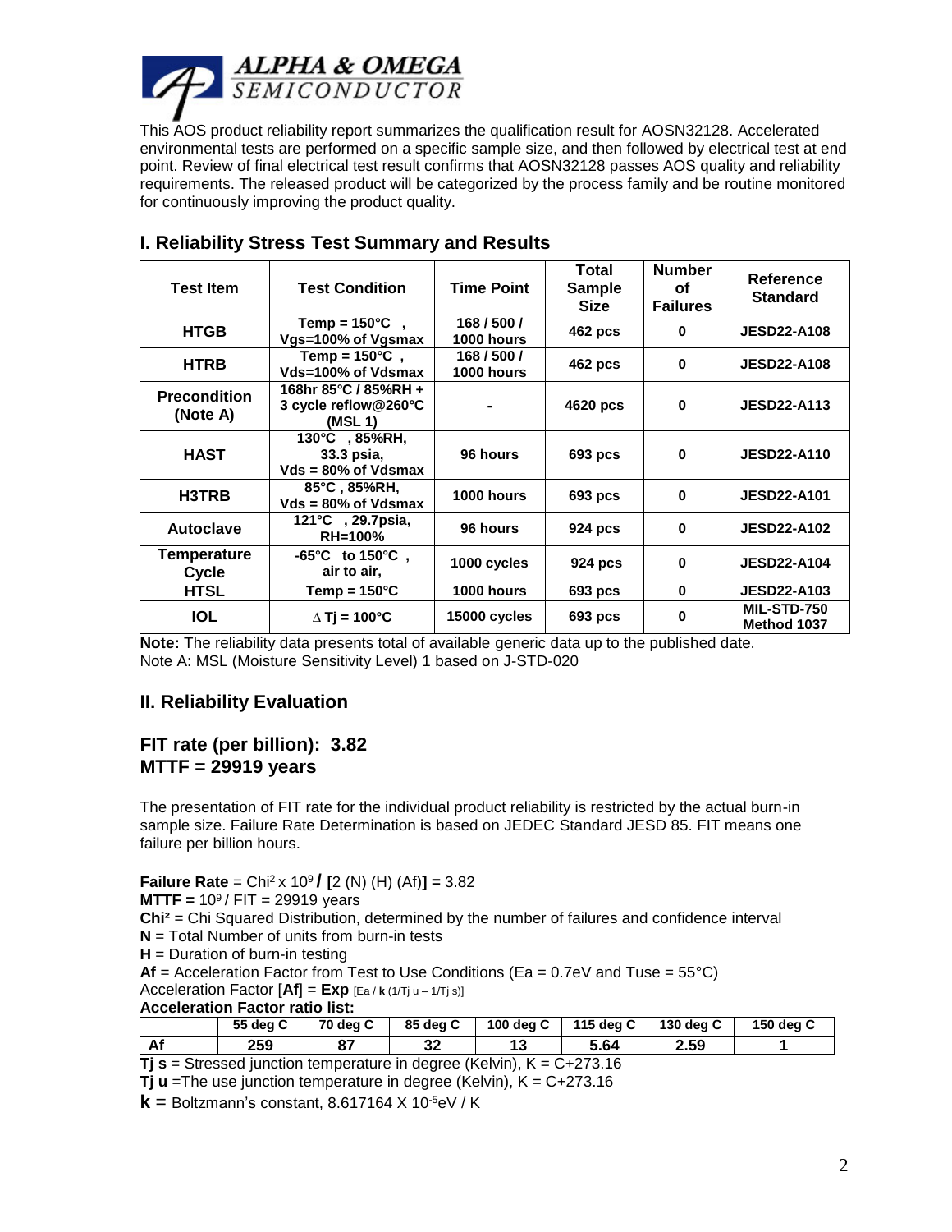ALPHA & OMEGA SEMICONDUCTOR

This AOS product reliability report summarizes the qualification result for AOSN32128. Accelerated environmental tests are performed on a specific sample size, and then followed by electrical test at end point. Review of final electrical test result confirms that AOSN32128 passes AOS quality and reliability requirements. The released product will be categorized by the process family and be routine monitored for continuously improving the product quality.

## I. Reliability Stress Test Summary and Results

| Test Item | Test Condition | Time Point | Total Sample Size | Number of Failures | Reference Standard |
|---|---|---|---|---|---|
| **HTGB** | **Temp = 150°C , Vgs=100% of Vgsmax** | **168 / 500 / 1000 hours** | **462 pcs** | **0** | **JESD22-A108** |
| **HTRB** | **Temp = 150°C , Vds=100% of Vdsmax** | **168 / 500 / 1000 hours** | **462 pcs** | **0** | **JESD22-A108** |
| **Precondition (Note A)** | **168hr 85°C / 85%RH + 3 cycle reflow@260°C (MSL 1)** | **-** | **4620 pcs** | **0** | **JESD22-A113** |
| **HAST** | **130°C , 85%RH, 33.3 psia, Vds = 80% of Vdsmax** | **96 hours** | **693 pcs** | **0** | **JESD22-A110** |
| **H3TRB** | **85°C , 85%RH, Vds = 80% of Vdsmax** | **1000 hours** | **693 pcs** | **0** | **JESD22-A101** |
| **Autoclave** | **121°C , 29.7psia, RH=100%** | **96 hours** | **924 pcs** | **0** | **JESD22-A102** |
| **Temperature Cycle** | **-65°C to 150°C , air to air,** | **1000 cycles** | **924 pcs** | **0** | **JESD22-A104** |
| **HTSL** | **Temp = 150°C** | **1000 hours** | **693 pcs** | **0** | **JESD22-A103** |
| **IOL** | **$\Delta$ Tj = 100°C** | **15000 cycles** | **693 pcs** | **0** | **MIL-STD-750 Method 1037** |

**Note:** The reliability data presents total of available generic data up to the published date.
Note A: MSL (Moisture Sensitivity Level) 1 based on J-STD-020

## II. Reliability Evaluation

### FIT rate (per billion): 3.82
### MTTF = 29919 years

The presentation of FIT rate for the individual product reliability is restricted by the actual burn-in sample size. Failure Rate Determination is based on JEDEC Standard JESD 85. FIT means one failure per billion hours.

**Failure Rate** = $Chi^2 \times 10^9$ **/ [**2 (N) (H) (Af)**] =** 3.82
**MTTF =** $10^9$ / FIT = 29919 years
**Chi²** = Chi Squared Distribution, determined by the number of failures and confidence interval
**N** = Total Number of units from burn-in tests
**H** = Duration of burn-in testing
**Af** = Acceleration Factor from Test to Use Conditions (Ea = 0.7eV and Tuse = 55°C)
Acceleration Factor [**Af**] = **Exp** [Ea / **k** (1/Tj u – 1/Tj s)]
**Acceleration Factor ratio list:**

| | 55 deg C | 70 deg C | 85 deg C | 100 deg C | 115 deg C | 130 deg C | 150 deg C |
|---|---|---|---|---|---|---|---|
| **Af** | **259** | **87** | **32** | **13** | **5.64** | **2.59** | **1** |

**Tj s** = Stressed junction temperature in degree (Kelvin), K = C+273.16
**Tj u** =The use junction temperature in degree (Kelvin), K = C+273.16
**k** = Boltzmann's constant, $8.617164 \times 10^{-5}$eV / K